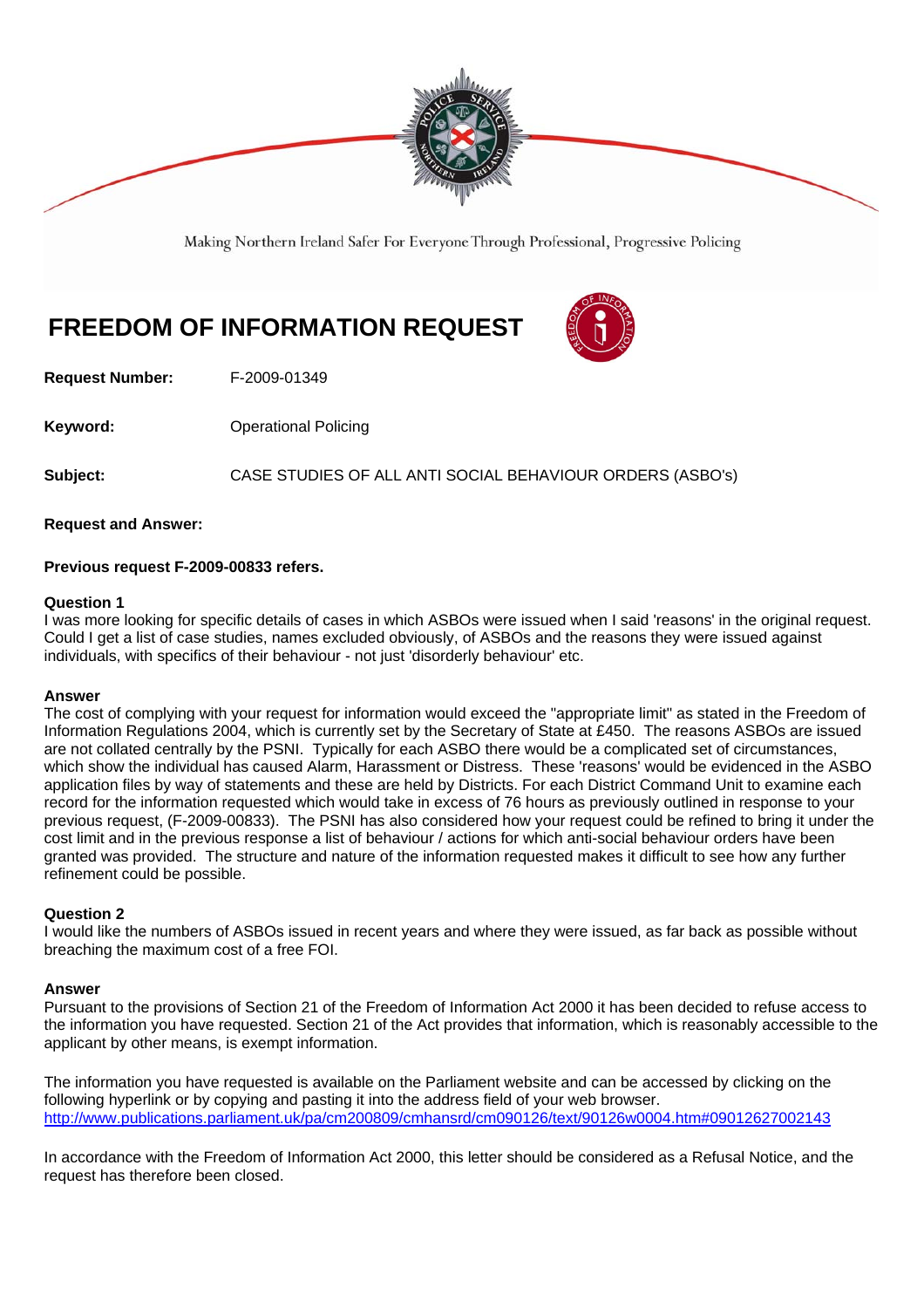Making Northern Ireland Safer For Everyone Through Professional, Progressive Policing

# FREEDOM OF INFORMATION REQUEST

**Request Number:** F-2009-01349

**Keyword:** Operational Policing

**Subject:** CASE STUDIES OF ALL ANTI SOCIAL BEHAVIOUR ORDERS (ASBO's)

**Request and Answer:**

**Previous request F-2009-00833 refers.**

**Question 1**
I was more looking for specific details of cases in which ASBOs were issued when I said 'reasons' in the original request. Could I get a list of case studies, names excluded obviously, of ASBOs and the reasons they were issued against individuals, with specifics of their behaviour - not just 'disorderly behaviour' etc.

**Answer**
The cost of complying with your request for information would exceed the "appropriate limit" as stated in the Freedom of Information Regulations 2004, which is currently set by the Secretary of State at £450. The reasons ASBOs are issued are not collated centrally by the PSNI. Typically for each ASBO there would be a complicated set of circumstances, which show the individual has caused Alarm, Harassment or Distress. These 'reasons' would be evidenced in the ASBO application files by way of statements and these are held by Districts. For each District Command Unit to examine each record for the information requested which would take in excess of 76 hours as previously outlined in response to your previous request, (F-2009-00833). The PSNI has also considered how your request could be refined to bring it under the cost limit and in the previous response a list of behaviour / actions for which anti-social behaviour orders have been granted was provided. The structure and nature of the information requested makes it difficult to see how any further refinement could be possible.

**Question 2**
I would like the numbers of ASBOs issued in recent years and where they were issued, as far back as possible without breaching the maximum cost of a free FOI.

**Answer**
Pursuant to the provisions of Section 21 of the Freedom of Information Act 2000 it has been decided to refuse access to the information you have requested. Section 21 of the Act provides that information, which is reasonably accessible to the applicant by other means, is exempt information.

The information you have requested is available on the Parliament website and can be accessed by clicking on the following hyperlink or by copying and pasting it into the address field of your web browser.
http://www.publications.parliament.uk/pa/cm200809/cmhansrd/cm090126/text/90126w0004.htm#09012627002143

In accordance with the Freedom of Information Act 2000, this letter should be considered as a Refusal Notice, and the request has therefore been closed.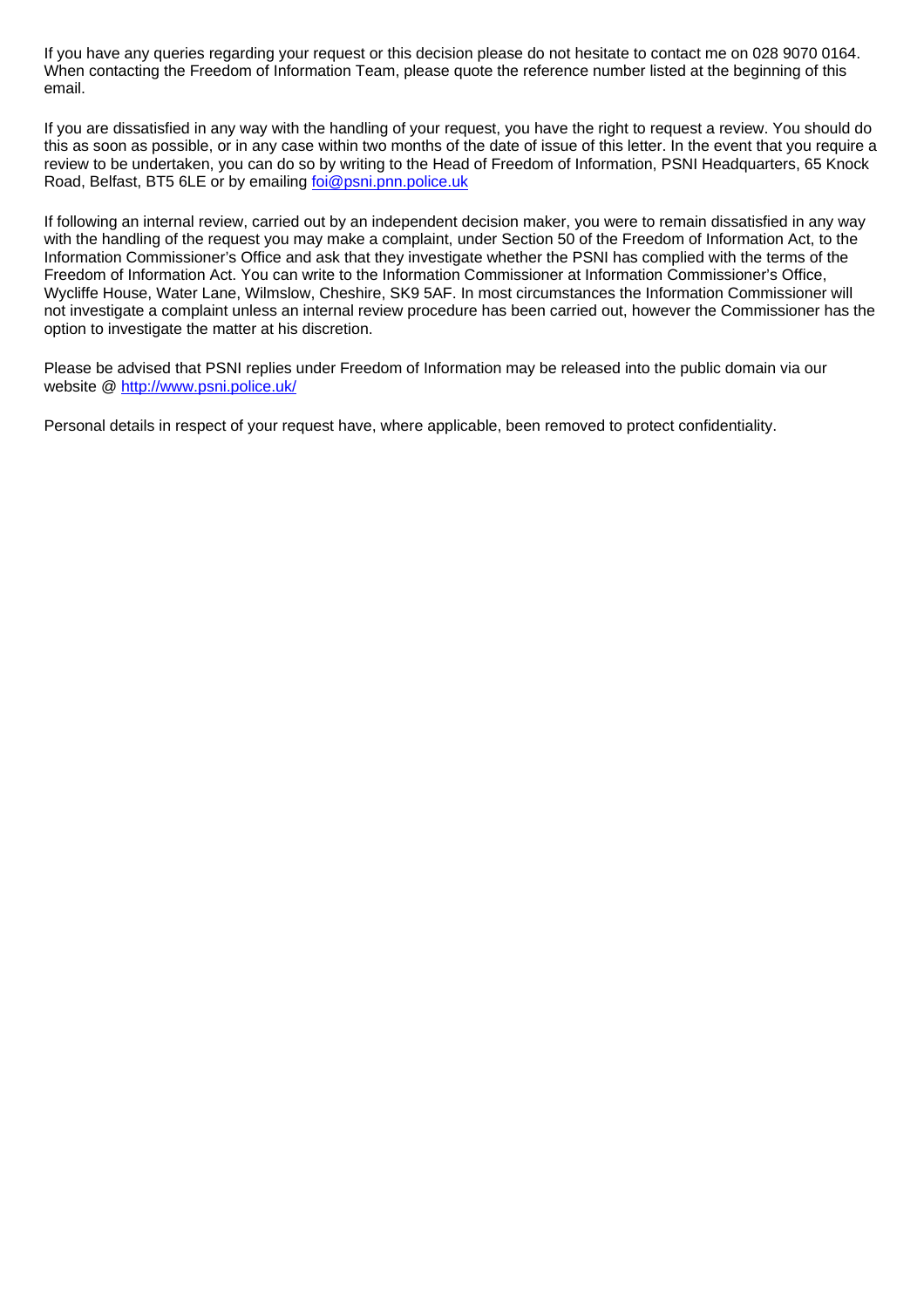If you have any queries regarding your request or this decision please do not hesitate to contact me on 028 9070 0164. When contacting the Freedom of Information Team, please quote the reference number listed at the beginning of this email.

If you are dissatisfied in any way with the handling of your request, you have the right to request a review. You should do this as soon as possible, or in any case within two months of the date of issue of this letter. In the event that you require a review to be undertaken, you can do so by writing to the Head of Freedom of Information, PSNI Headquarters, 65 Knock Road, Belfast, BT5 6LE or by emailing [foi@psni.pnn.police.uk](mailto:foi@psni.pnn.police.uk)

If following an internal review, carried out by an independent decision maker, you were to remain dissatisfied in any way with the handling of the request you may make a complaint, under Section 50 of the Freedom of Information Act, to the Information Commissioner's Office and ask that they investigate whether the PSNI has complied with the terms of the Freedom of Information Act. You can write to the Information Commissioner at Information Commissioner's Office, Wycliffe House, Water Lane, Wilmslow, Cheshire, SK9 5AF. In most circumstances the Information Commissioner will not investigate a complaint unless an internal review procedure has been carried out, however the Commissioner has the option to investigate the matter at his discretion.

Please be advised that PSNI replies under Freedom of Information may be released into the public domain via our website @ [http://www.psni.police.uk/](http://www.psni.police.uk/)

Personal details in respect of your request have, where applicable, been removed to protect confidentiality.